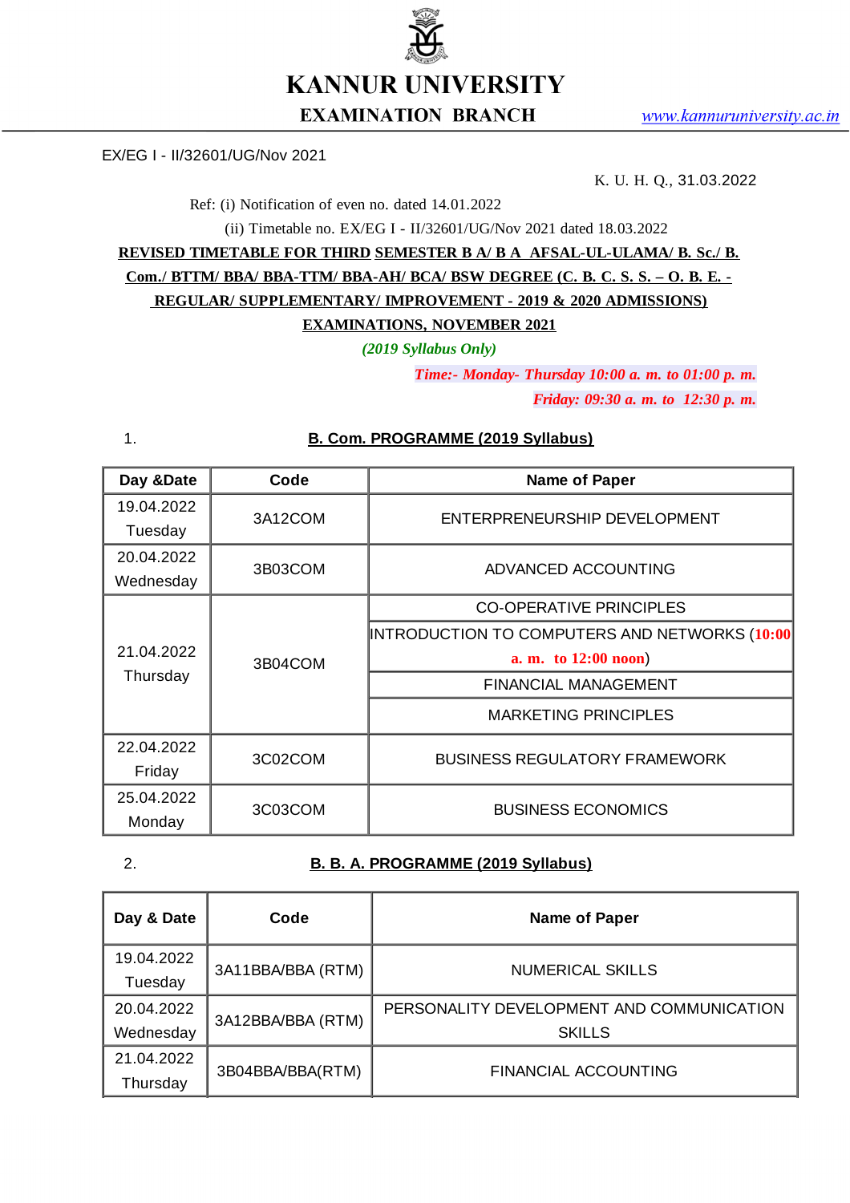# KANNUR UNIVERSITY

## EXAMINATION BRANCH

www.kannuruniversity.ac.in

EX/EG I - II/32601/UG/Nov 2021

K. U. H. Q., 31.03.2022

Ref: (i) Notification of even no. dated 14.01.2022

(ii) Timetable no. EX/EG I - II/32601/UG/Nov 2021 dated 18.03.2022

**REVISED TIMETABLE FOR THIRD SEMESTER B A/ B A AFSAL-UL-ULAMA/ B. Sc./ B. Com./ BTTM/ BBA/ BBA-TTM/ BBA-AH/ BCA/ BSW DEGREE (C. B. C. S. S. – O. B. E. - REGULAR/ SUPPLEMENTARY/ IMPROVEMENT - 2019 & 2020 ADMISSIONS) EXAMINATIONS, NOVEMBER 2021**

*(2019 Syllabus Only)*

*Time:- Monday- Thursday 10:00 a. m. to 01:00 p. m.*

*Friday: 09:30 a. m. to 12:30 p. m.*

1. **B. Com. PROGRAMME (2019 Syllabus)**

| Day &Date | Code | Name of Paper |
|---|---|---|
| 19.04.2022 Tuesday | 3A12COM | ENTERPRENEURSHIP DEVELOPMENT |
| 20.04.2022 Wednesday | 3B03COM | ADVANCED ACCOUNTING |
| 21.04.2022 Thursday | 3B04COM | CO-OPERATIVE PRINCIPLES |
| | | INTRODUCTION TO COMPUTERS AND NETWORKS (10:00 a. m. to 12:00 noon) |
| | | FINANCIAL MANAGEMENT |
| | | MARKETING PRINCIPLES |
| 22.04.2022 Friday | 3C02COM | BUSINESS REGULATORY FRAMEWORK |
| 25.04.2022 Monday | 3C03COM | BUSINESS ECONOMICS |

2. **B. B. A. PROGRAMME (2019 Syllabus)**

| Day & Date | Code | Name of Paper |
|---|---|---|
| 19.04.2022 Tuesday | 3A11BBA/BBA (RTM) | NUMERICAL SKILLS |
| 20.04.2022 Wednesday | 3A12BBA/BBA (RTM) | PERSONALITY DEVELOPMENT AND COMMUNICATION SKILLS |
| 21.04.2022 Thursday | 3B04BBA/BBA(RTM) | FINANCIAL ACCOUNTING |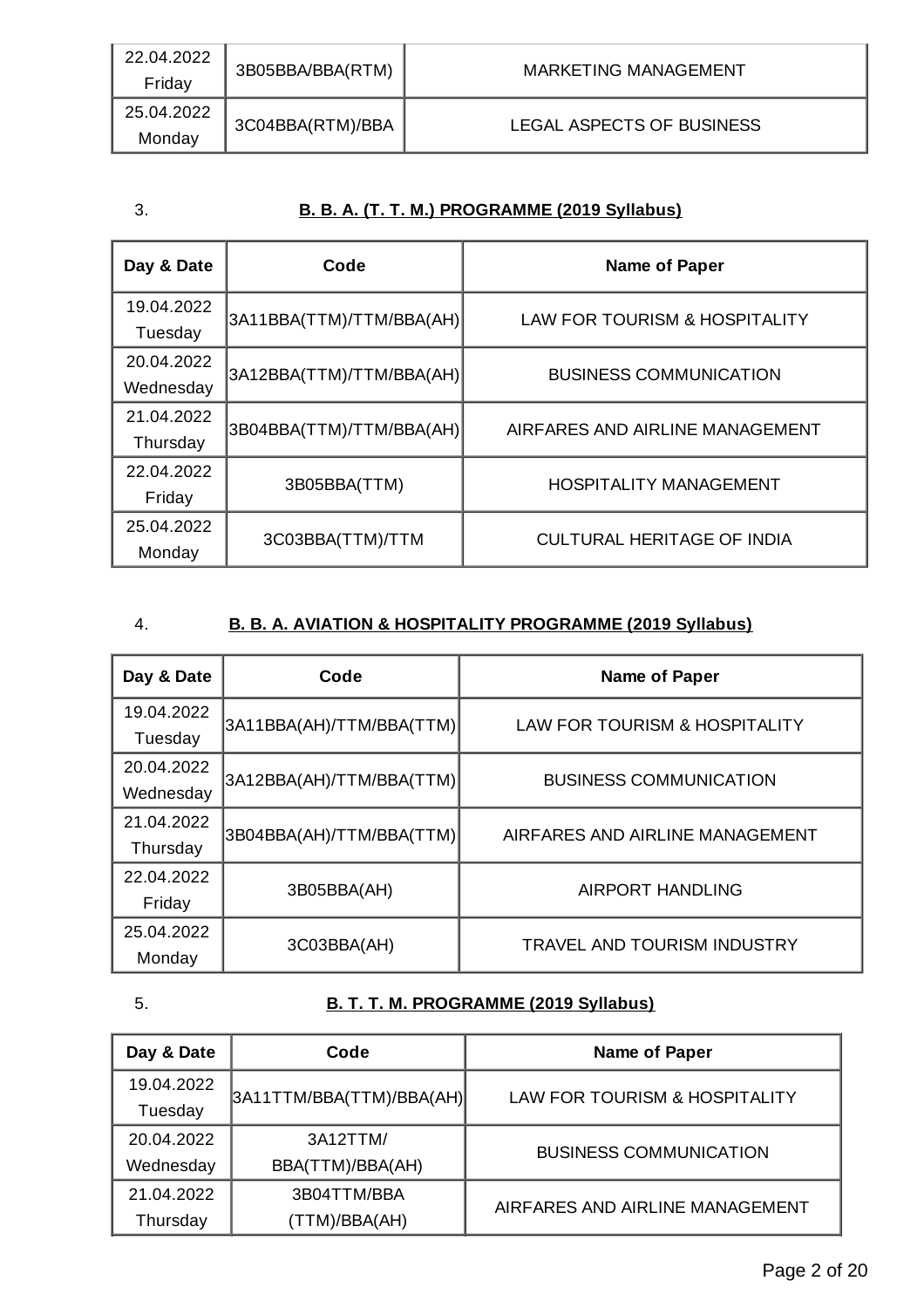| | | |
|---|---|---|
| 22.04.2022 Friday | 3B05BBA/BBA(RTM) | MARKETING MANAGEMENT |
| 25.04.2022 Monday | 3C04BBA(RTM)/BBA | LEGAL ASPECTS OF BUSINESS |

3. **B. B. A. (T. T. M.) PROGRAMME (2019 Syllabus)**

| Day & Date | Code | Name of Paper |
|---|---|---|
| 19.04.2022 Tuesday | 3A11BBA(TTM)/TTM/BBA(AH) | LAW FOR TOURISM & HOSPITALITY |
| 20.04.2022 Wednesday | 3A12BBA(TTM)/TTM/BBA(AH) | BUSINESS COMMUNICATION |
| 21.04.2022 Thursday | 3B04BBA(TTM)/TTM/BBA(AH) | AIRFARES AND AIRLINE MANAGEMENT |
| 22.04.2022 Friday | 3B05BBA(TTM) | HOSPITALITY MANAGEMENT |
| 25.04.2022 Monday | 3C03BBA(TTM)/TTM | CULTURAL HERITAGE OF INDIA |

4. **B. B. A. AVIATION & HOSPITALITY PROGRAMME (2019 Syllabus)**

| Day & Date | Code | Name of Paper |
|---|---|---|
| 19.04.2022 Tuesday | 3A11BBA(AH)/TTM/BBA(TTM) | LAW FOR TOURISM & HOSPITALITY |
| 20.04.2022 Wednesday | 3A12BBA(AH)/TTM/BBA(TTM) | BUSINESS COMMUNICATION |
| 21.04.2022 Thursday | 3B04BBA(AH)/TTM/BBA(TTM) | AIRFARES AND AIRLINE MANAGEMENT |
| 22.04.2022 Friday | 3B05BBA(AH) | AIRPORT HANDLING |
| 25.04.2022 Monday | 3C03BBA(AH) | TRAVEL AND TOURISM INDUSTRY |

5. **B. T. T. M. PROGRAMME (2019 Syllabus)**

| Day & Date | Code | Name of Paper |
|---|---|---|
| 19.04.2022 Tuesday | 3A11TTM/BBA(TTM)/BBA(AH) | LAW FOR TOURISM & HOSPITALITY |
| 20.04.2022 Wednesday | 3A12TTM/ BBA(TTM)/BBA(AH) | BUSINESS COMMUNICATION |
| 21.04.2022 Thursday | 3B04TTM/BBA (TTM)/BBA(AH) | AIRFARES AND AIRLINE MANAGEMENT |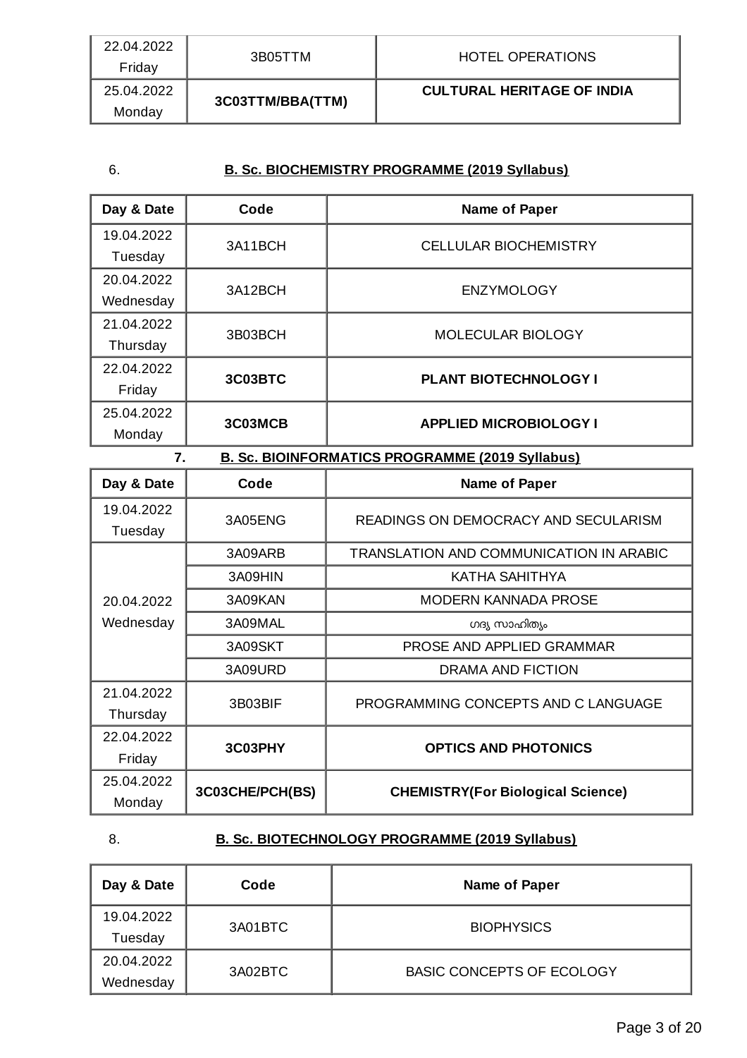| | | |
|---|---|---|
| 22.04.2022 Friday | 3B05TTM | HOTEL OPERATIONS |
| 25.04.2022 Monday | **3C03TTM/BBA(TTM)** | **CULTURAL HERITAGE OF INDIA** |

6. **B. Sc. BIOCHEMISTRY PROGRAMME (2019 Syllabus)**

| Day & Date | Code | Name of Paper |
|---|---|---|
| 19.04.2022 Tuesday | 3A11BCH | CELLULAR BIOCHEMISTRY |
| 20.04.2022 Wednesday | 3A12BCH | ENZYMOLOGY |
| 21.04.2022 Thursday | 3B03BCH | MOLECULAR BIOLOGY |
| 22.04.2022 Friday | **3C03BTC** | **PLANT BIOTECHNOLOGY I** |
| 25.04.2022 Monday | **3C03MCB** | **APPLIED MICROBIOLOGY I** |

7. **B. Sc. BIOINFORMATICS PROGRAMME (2019 Syllabus)**

| Day & Date | Code | Name of Paper |
|---|---|---|
| 19.04.2022 Tuesday | 3A05ENG | READINGS ON DEMOCRACY AND SECULARISM |
| 20.04.2022 Wednesday | 3A09ARB | TRANSLATION AND COMMUNICATION IN ARABIC |
| | 3A09HIN | KATHA SAHITHYA |
| | 3A09KAN | MODERN KANNADA PROSE |
| | 3A09MAL | ഗദ്യ സാഹിത്യം |
| | 3A09SKT | PROSE AND APPLIED GRAMMAR |
| | 3A09URD | DRAMA AND FICTION |
| 21.04.2022 Thursday | 3B03BIF | PROGRAMMING CONCEPTS AND C LANGUAGE |
| 22.04.2022 Friday | **3C03PHY** | **OPTICS AND PHOTONICS** |
| 25.04.2022 Monday | **3C03CHE/PCH(BS)** | **CHEMISTRY(For Biological Science)** |

8. **B. Sc. BIOTECHNOLOGY PROGRAMME (2019 Syllabus)**

| Day & Date | Code | Name of Paper |
|---|---|---|
| 19.04.2022 Tuesday | 3A01BTC | BIOPHYSICS |
| 20.04.2022 Wednesday | 3A02BTC | BASIC CONCEPTS OF ECOLOGY |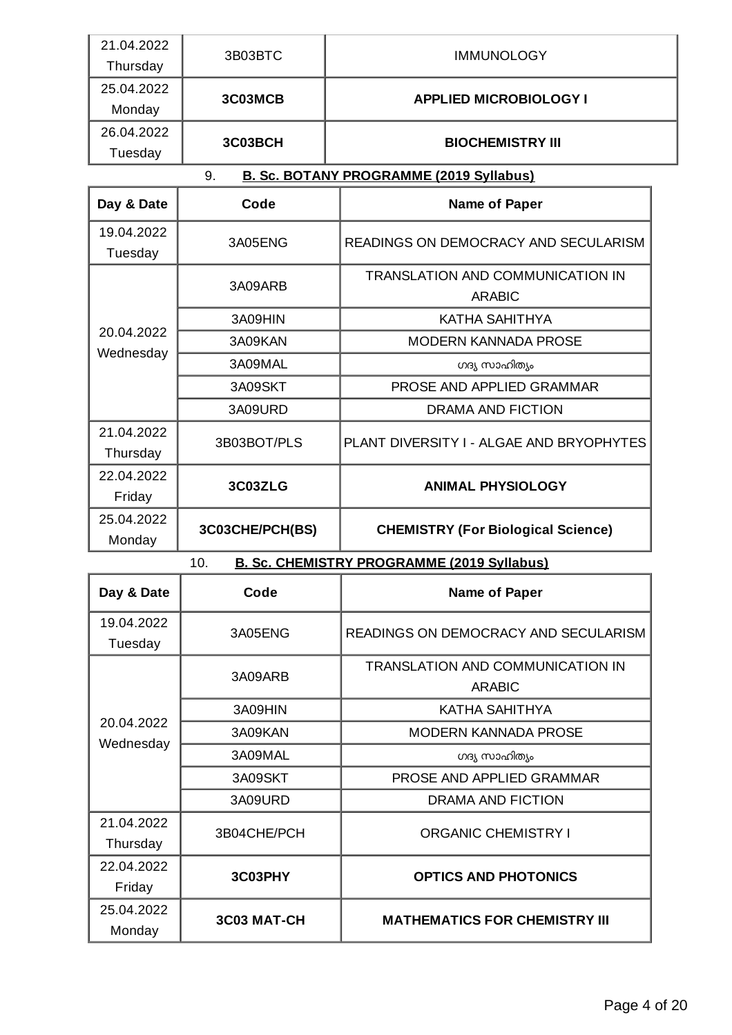| 21.04.2022 Thursday | 3B03BTC | IMMUNOLOGY |
|---|---|---|
| 25.04.2022 Monday | **3C03MCB** | **APPLIED MICROBIOLOGY I** |
| 26.04.2022 Tuesday | **3C03BCH** | **BIOCHEMISTRY III** |

## 9. B. Sc. BOTANY PROGRAMME (2019 Syllabus)

| Day & Date | Code | Name of Paper |
|---|---|---|
| 19.04.2022 Tuesday | 3A05ENG | READINGS ON DEMOCRACY AND SECULARISM |
| 20.04.2022 Wednesday | 3A09ARB | TRANSLATION AND COMMUNICATION IN ARABIC |
| | 3A09HIN | KATHA SAHITHYA |
| | 3A09KAN | MODERN KANNADA PROSE |
| | 3A09MAL | ഗദ്യ സാഹിത്യം |
| | 3A09SKT | PROSE AND APPLIED GRAMMAR |
| | 3A09URD | DRAMA AND FICTION |
| 21.04.2022 Thursday | 3B03BOT/PLS | PLANT DIVERSITY I - ALGAE AND BRYOPHYTES |
| 22.04.2022 Friday | **3C03ZLG** | **ANIMAL PHYSIOLOGY** |
| 25.04.2022 Monday | **3C03CHE/PCH(BS)** | **CHEMISTRY (For Biological Science)** |

## 10. B. Sc. CHEMISTRY PROGRAMME (2019 Syllabus)

| Day & Date | Code | Name of Paper |
|---|---|---|
| 19.04.2022 Tuesday | 3A05ENG | READINGS ON DEMOCRACY AND SECULARISM |
| 20.04.2022 Wednesday | 3A09ARB | TRANSLATION AND COMMUNICATION IN ARABIC |
| | 3A09HIN | KATHA SAHITHYA |
| | 3A09KAN | MODERN KANNADA PROSE |
| | 3A09MAL | ഗദ്യ സാഹിത്യം |
| | 3A09SKT | PROSE AND APPLIED GRAMMAR |
| | 3A09URD | DRAMA AND FICTION |
| 21.04.2022 Thursday | 3B04CHE/PCH | ORGANIC CHEMISTRY I |
| 22.04.2022 Friday | **3C03PHY** | **OPTICS AND PHOTONICS** |
| 25.04.2022 Monday | **3C03 MAT-CH** | **MATHEMATICS FOR CHEMISTRY III** |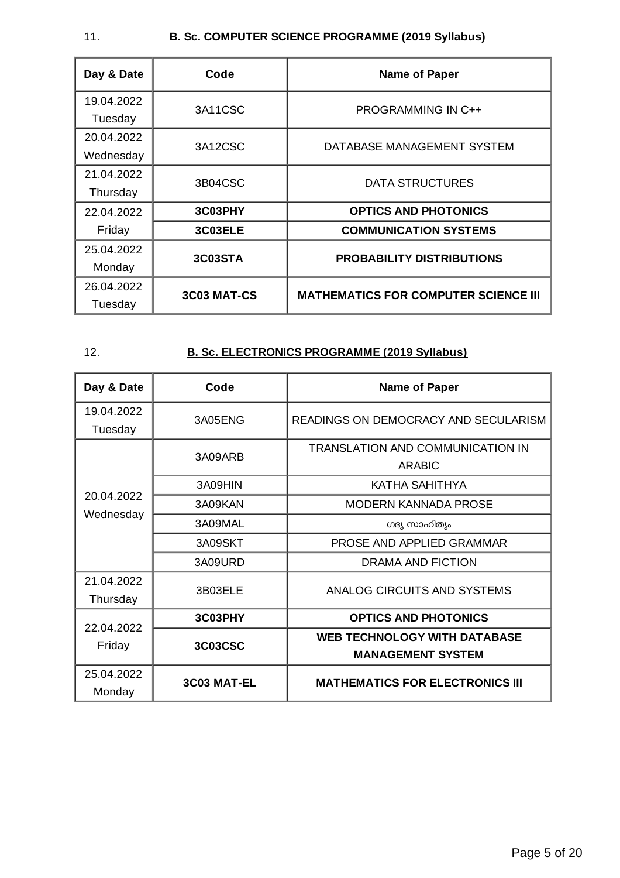11. **B. Sc. COMPUTER SCIENCE PROGRAMME (2019 Syllabus)**

| Day & Date | Code | Name of Paper |
|---|---|---|
| 19.04.2022 Tuesday | 3A11CSC | PROGRAMMING IN C++ |
| 20.04.2022 Wednesday | 3A12CSC | DATABASE MANAGEMENT SYSTEM |
| 21.04.2022 Thursday | 3B04CSC | DATA STRUCTURES |
| 22.04.2022 Friday | **3C03PHY** | **OPTICS AND PHOTONICS** |
| | **3C03ELE** | **COMMUNICATION SYSTEMS** |
| 25.04.2022 Monday | **3C03STA** | **PROBABILITY DISTRIBUTIONS** |
| 26.04.2022 Tuesday | **3C03 MAT-CS** | **MATHEMATICS FOR COMPUTER SCIENCE III** |

12. **B. Sc. ELECTRONICS PROGRAMME (2019 Syllabus)**

| Day & Date | Code | Name of Paper |
|---|---|---|
| 19.04.2022 Tuesday | 3A05ENG | READINGS ON DEMOCRACY AND SECULARISM |
| 20.04.2022 Wednesday | 3A09ARB | TRANSLATION AND COMMUNICATION IN ARABIC |
| | 3A09HIN | KATHA SAHITHYA |
| | 3A09KAN | MODERN KANNADA PROSE |
| | 3A09MAL | ഗദ്യ സാഹിത്യം |
| | 3A09SKT | PROSE AND APPLIED GRAMMAR |
| | 3A09URD | DRAMA AND FICTION |
| 21.04.2022 Thursday | 3B03ELE | ANALOG CIRCUITS AND SYSTEMS |
| 22.04.2022 Friday | **3C03PHY** | **OPTICS AND PHOTONICS** |
| | **3C03CSC** | **WEB TECHNOLOGY WITH DATABASE MANAGEMENT SYSTEM** |
| 25.04.2022 Monday | **3C03 MAT-EL** | **MATHEMATICS FOR ELECTRONICS III** |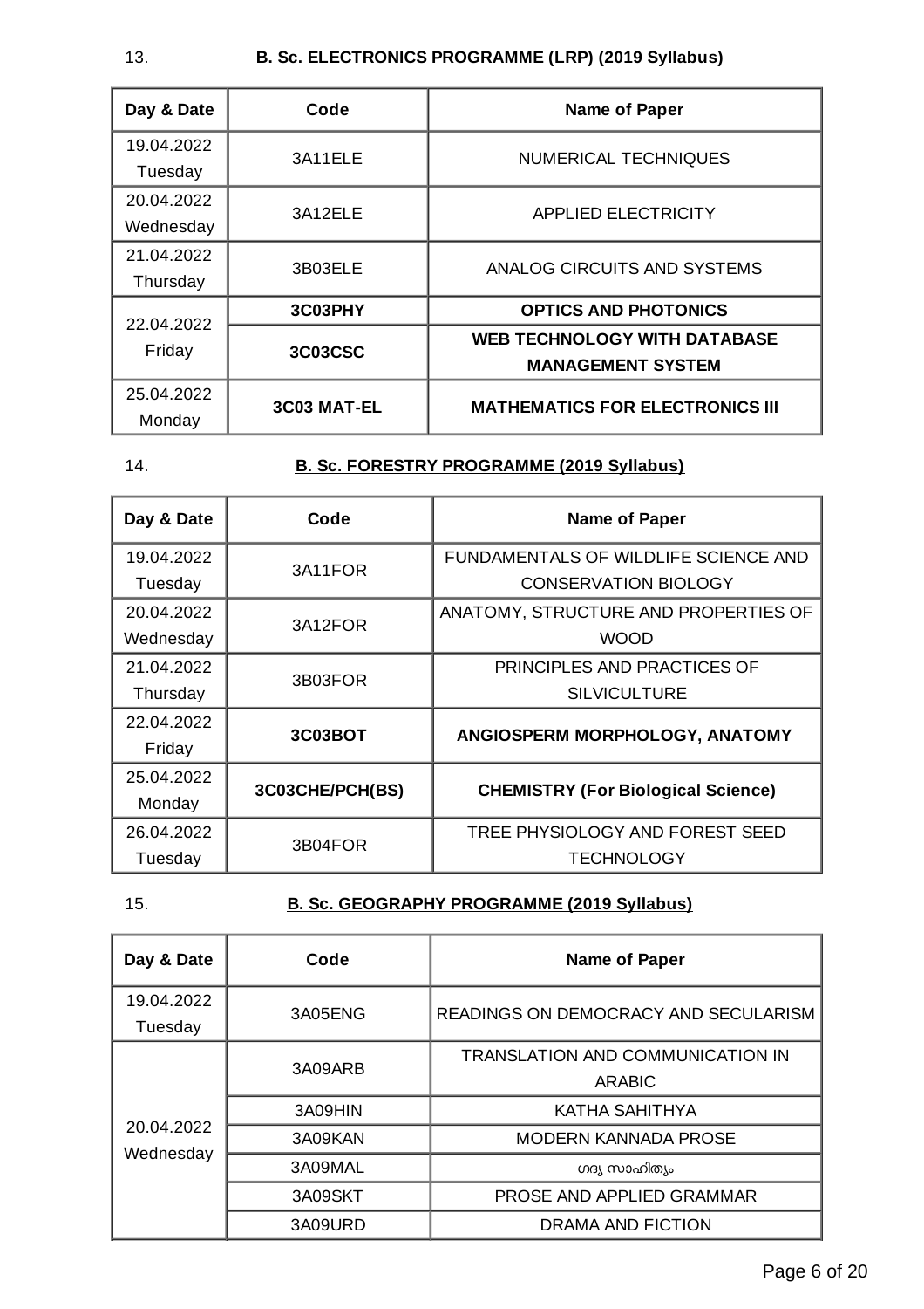13. **B. Sc. ELECTRONICS PROGRAMME (LRP) (2019 Syllabus)**

| Day & Date | Code | Name of Paper |
|---|---|---|
| 19.04.2022 Tuesday | 3A11ELE | NUMERICAL TECHNIQUES |
| 20.04.2022 Wednesday | 3A12ELE | APPLIED ELECTRICITY |
| 21.04.2022 Thursday | 3B03ELE | ANALOG CIRCUITS AND SYSTEMS |
| 22.04.2022 Friday | **3C03PHY** | **OPTICS AND PHOTONICS** |
| | **3C03CSC** | **WEB TECHNOLOGY WITH DATABASE MANAGEMENT SYSTEM** |
| 25.04.2022 Monday | **3C03 MAT-EL** | **MATHEMATICS FOR ELECTRONICS III** |

14. **B. Sc. FORESTRY PROGRAMME (2019 Syllabus)**

| Day & Date | Code | Name of Paper |
|---|---|---|
| 19.04.2022 Tuesday | 3A11FOR | FUNDAMENTALS OF WILDLIFE SCIENCE AND CONSERVATION BIOLOGY |
| 20.04.2022 Wednesday | 3A12FOR | ANATOMY, STRUCTURE AND PROPERTIES OF WOOD |
| 21.04.2022 Thursday | 3B03FOR | PRINCIPLES AND PRACTICES OF SILVICULTURE |
| 22.04.2022 Friday | **3C03BOT** | **ANGIOSPERM MORPHOLOGY, ANATOMY** |
| 25.04.2022 Monday | **3C03CHE/PCH(BS)** | **CHEMISTRY (For Biological Science)** |
| 26.04.2022 Tuesday | 3B04FOR | TREE PHYSIOLOGY AND FOREST SEED TECHNOLOGY |

15. **B. Sc. GEOGRAPHY PROGRAMME (2019 Syllabus)**

| Day & Date | Code | Name of Paper |
|---|---|---|
| 19.04.2022 Tuesday | 3A05ENG | READINGS ON DEMOCRACY AND SECULARISM |
| 20.04.2022 Wednesday | 3A09ARB | TRANSLATION AND COMMUNICATION IN ARABIC |
| | 3A09HIN | KATHA SAHITHYA |
| | 3A09KAN | MODERN KANNADA PROSE |
| | 3A09MAL | ഗദ്യ സാഹിത്യം |
| | 3A09SKT | PROSE AND APPLIED GRAMMAR |
| | 3A09URD | DRAMA AND FICTION |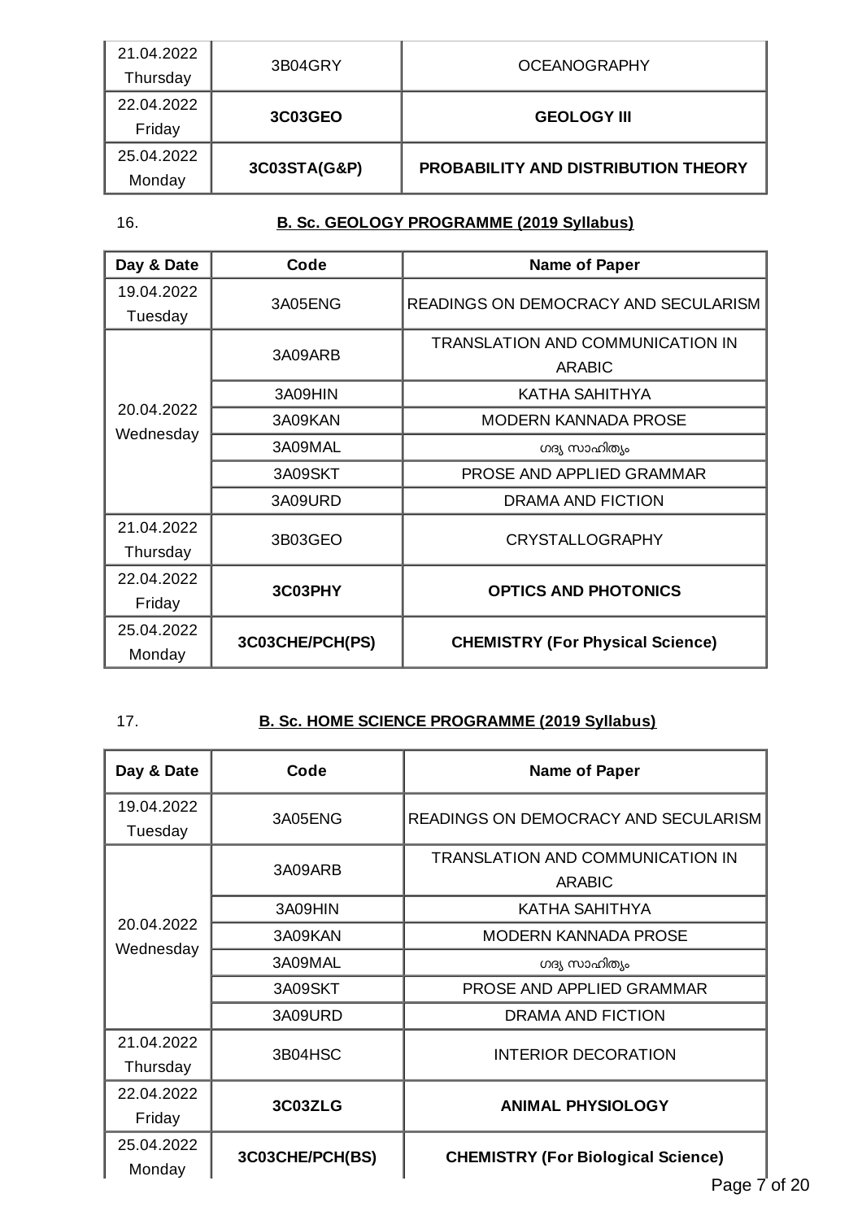| Day & Date | Code | Name of Paper |
|---|---|---|
| 21.04.2022 Thursday | 3B04GRY | OCEANOGRAPHY |
| 22.04.2022 Friday | **3C03GEO** | **GEOLOGY III** |
| 25.04.2022 Monday | **3C03STA(G&P)** | **PROBABILITY AND DISTRIBUTION THEORY** |

16. **B. Sc. GEOLOGY PROGRAMME (2019 Syllabus)**

| Day & Date | Code | Name of Paper |
|---|---|---|
| 19.04.2022 Tuesday | 3A05ENG | READINGS ON DEMOCRACY AND SECULARISM |
| 20.04.2022 Wednesday | 3A09ARB | TRANSLATION AND COMMUNICATION IN ARABIC |
| | 3A09HIN | KATHA SAHITHYA |
| | 3A09KAN | MODERN KANNADA PROSE |
| | 3A09MAL | ഗദ്യ സാഹിത്യം |
| | 3A09SKT | PROSE AND APPLIED GRAMMAR |
| | 3A09URD | DRAMA AND FICTION |
| 21.04.2022 Thursday | 3B03GEO | CRYSTALLOGRAPHY |
| 22.04.2022 Friday | **3C03PHY** | **OPTICS AND PHOTONICS** |
| 25.04.2022 Monday | **3C03CHE/PCH(PS)** | **CHEMISTRY (For Physical Science)** |

17. **B. Sc. HOME SCIENCE PROGRAMME (2019 Syllabus)**

| Day & Date | Code | Name of Paper |
|---|---|---|
| 19.04.2022 Tuesday | 3A05ENG | READINGS ON DEMOCRACY AND SECULARISM |
| 20.04.2022 Wednesday | 3A09ARB | TRANSLATION AND COMMUNICATION IN ARABIC |
| | 3A09HIN | KATHA SAHITHYA |
| | 3A09KAN | MODERN KANNADA PROSE |
| | 3A09MAL | ഗദ്യ സാഹിത്യം |
| | 3A09SKT | PROSE AND APPLIED GRAMMAR |
| | 3A09URD | DRAMA AND FICTION |
| 21.04.2022 Thursday | 3B04HSC | INTERIOR DECORATION |
| 22.04.2022 Friday | **3C03ZLG** | **ANIMAL PHYSIOLOGY** |
| 25.04.2022 Monday | **3C03CHE/PCH(BS)** | **CHEMISTRY (For Biological Science)** |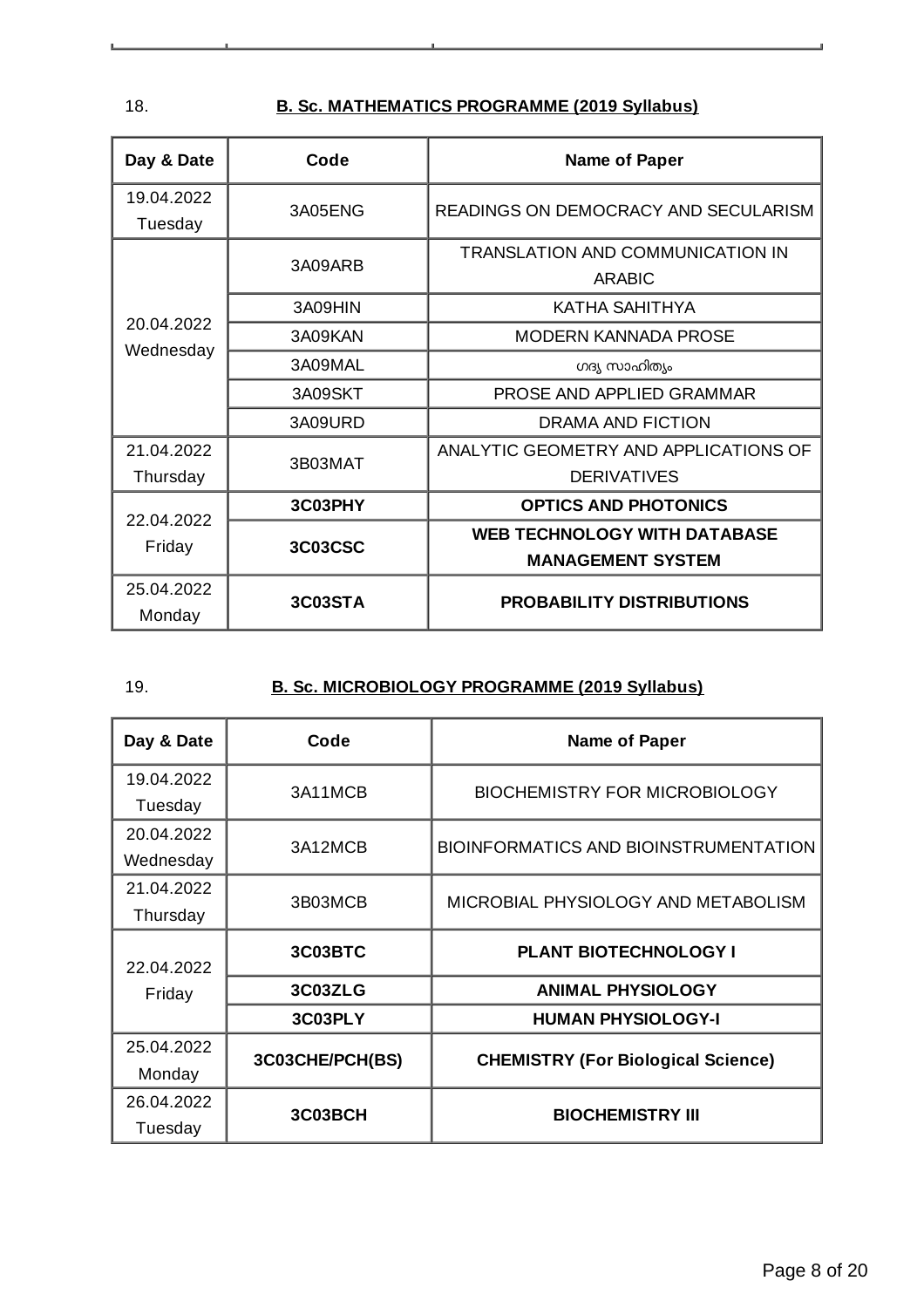18. **B. Sc. MATHEMATICS PROGRAMME (2019 Syllabus)**

| Day & Date | Code | Name of Paper |
|---|---|---|
| 19.04.2022 Tuesday | 3A05ENG | READINGS ON DEMOCRACY AND SECULARISM |
| 20.04.2022 Wednesday | 3A09ARB | TRANSLATION AND COMMUNICATION IN ARABIC |
| | 3A09HIN | KATHA SAHITHYA |
| | 3A09KAN | MODERN KANNADA PROSE |
| | 3A09MAL | ഗദ്യ സാഹിത്യം |
| | 3A09SKT | PROSE AND APPLIED GRAMMAR |
| | 3A09URD | DRAMA AND FICTION |
| 21.04.2022 Thursday | 3B03MAT | ANALYTIC GEOMETRY AND APPLICATIONS OF DERIVATIVES |
| 22.04.2022 Friday | **3C03PHY** | **OPTICS AND PHOTONICS** |
| | **3C03CSC** | **WEB TECHNOLOGY WITH DATABASE MANAGEMENT SYSTEM** |
| 25.04.2022 Monday | **3C03STA** | **PROBABILITY DISTRIBUTIONS** |

19. **B. Sc. MICROBIOLOGY PROGRAMME (2019 Syllabus)**

| Day & Date | Code | Name of Paper |
|---|---|---|
| 19.04.2022 Tuesday | 3A11MCB | BIOCHEMISTRY FOR MICROBIOLOGY |
| 20.04.2022 Wednesday | 3A12MCB | BIOINFORMATICS AND BIOINSTRUMENTATION |
| 21.04.2022 Thursday | 3B03MCB | MICROBIAL PHYSIOLOGY AND METABOLISM |
| 22.04.2022 Friday | **3C03BTC** | **PLANT BIOTECHNOLOGY I** |
| | **3C03ZLG** | **ANIMAL PHYSIOLOGY** |
| | **3C03PLY** | **HUMAN PHYSIOLOGY-I** |
| 25.04.2022 Monday | **3C03CHE/PCH(BS)** | **CHEMISTRY (For Biological Science)** |
| 26.04.2022 Tuesday | **3C03BCH** | **BIOCHEMISTRY III** |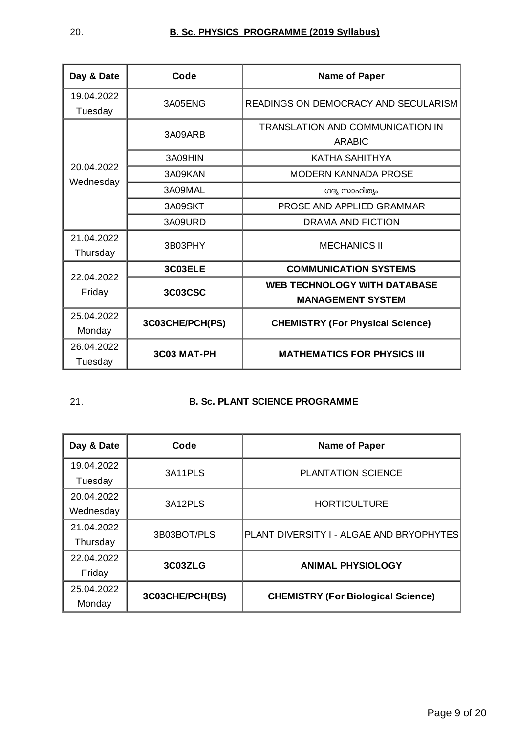20. **B. Sc. PHYSICS PROGRAMME (2019 Syllabus)**

| Day & Date | Code | Name of Paper |
|---|---|---|
| 19.04.2022 Tuesday | 3A05ENG | READINGS ON DEMOCRACY AND SECULARISM |
| 20.04.2022 Wednesday | 3A09ARB | TRANSLATION AND COMMUNICATION IN ARABIC |
| | 3A09HIN | KATHA SAHITHYA |
| | 3A09KAN | MODERN KANNADA PROSE |
| | 3A09MAL | ഗദ്യ സാഹിത്യം |
| | 3A09SKT | PROSE AND APPLIED GRAMMAR |
| | 3A09URD | DRAMA AND FICTION |
| 21.04.2022 Thursday | 3B03PHY | MECHANICS II |
| 22.04.2022 Friday | **3C03ELE** | **COMMUNICATION SYSTEMS** |
| | **3C03CSC** | **WEB TECHNOLOGY WITH DATABASE MANAGEMENT SYSTEM** |
| 25.04.2022 Monday | **3C03CHE/PCH(PS)** | **CHEMISTRY (For Physical Science)** |
| 26.04.2022 Tuesday | **3C03 MAT-PH** | **MATHEMATICS FOR PHYSICS III** |

21. **B. Sc. PLANT SCIENCE PROGRAMME**

| Day & Date | Code | Name of Paper |
|---|---|---|
| 19.04.2022 Tuesday | 3A11PLS | PLANTATION SCIENCE |
| 20.04.2022 Wednesday | 3A12PLS | HORTICULTURE |
| 21.04.2022 Thursday | 3B03BOT/PLS | PLANT DIVERSITY I - ALGAE AND BRYOPHYTES |
| 22.04.2022 Friday | **3C03ZLG** | **ANIMAL PHYSIOLOGY** |
| 25.04.2022 Monday | **3C03CHE/PCH(BS)** | **CHEMISTRY (For Biological Science)** |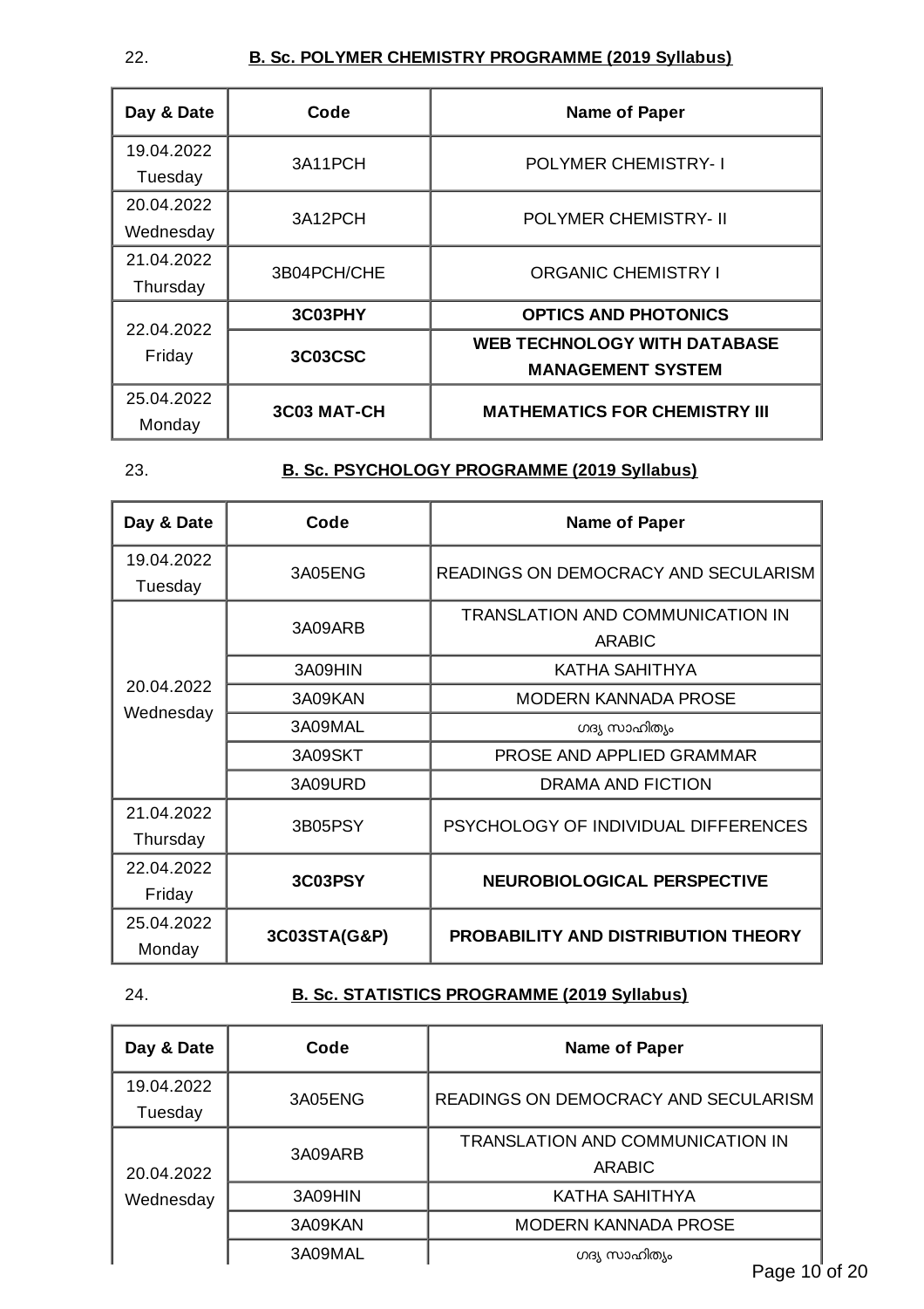22. **B. Sc. POLYMER CHEMISTRY PROGRAMME (2019 Syllabus)**

| Day & Date | Code | Name of Paper |
|---|---|---|
| 19.04.2022 Tuesday | 3A11PCH | POLYMER CHEMISTRY- I |
| 20.04.2022 Wednesday | 3A12PCH | POLYMER CHEMISTRY- II |
| 21.04.2022 Thursday | 3B04PCH/CHE | ORGANIC CHEMISTRY I |
| 22.04.2022 Friday | **3C03PHY** | **OPTICS AND PHOTONICS** |
| | **3C03CSC** | **WEB TECHNOLOGY WITH DATABASE MANAGEMENT SYSTEM** |
| 25.04.2022 Monday | **3C03 MAT-CH** | **MATHEMATICS FOR CHEMISTRY III** |

23. **B. Sc. PSYCHOLOGY PROGRAMME (2019 Syllabus)**

| Day & Date | Code | Name of Paper |
|---|---|---|
| 19.04.2022 Tuesday | 3A05ENG | READINGS ON DEMOCRACY AND SECULARISM |
| 20.04.2022 Wednesday | 3A09ARB | TRANSLATION AND COMMUNICATION IN ARABIC |
| | 3A09HIN | KATHA SAHITHYA |
| | 3A09KAN | MODERN KANNADA PROSE |
| | 3A09MAL | ഗദ്യ സാഹിത്യം |
| | 3A09SKT | PROSE AND APPLIED GRAMMAR |
| | 3A09URD | DRAMA AND FICTION |
| 21.04.2022 Thursday | 3B05PSY | PSYCHOLOGY OF INDIVIDUAL DIFFERENCES |
| 22.04.2022 Friday | **3C03PSY** | **NEUROBIOLOGICAL PERSPECTIVE** |
| 25.04.2022 Monday | **3C03STA(G&P)** | **PROBABILITY AND DISTRIBUTION THEORY** |

24. **B. Sc. STATISTICS PROGRAMME (2019 Syllabus)**

| Day & Date | Code | Name of Paper |
|---|---|---|
| 19.04.2022 Tuesday | 3A05ENG | READINGS ON DEMOCRACY AND SECULARISM |
| 20.04.2022 Wednesday | 3A09ARB | TRANSLATION AND COMMUNICATION IN ARABIC |
| | 3A09HIN | KATHA SAHITHYA |
| | 3A09KAN | MODERN KANNADA PROSE |
| | 3A09MAL | ഗദ്യ സാഹിത്യം |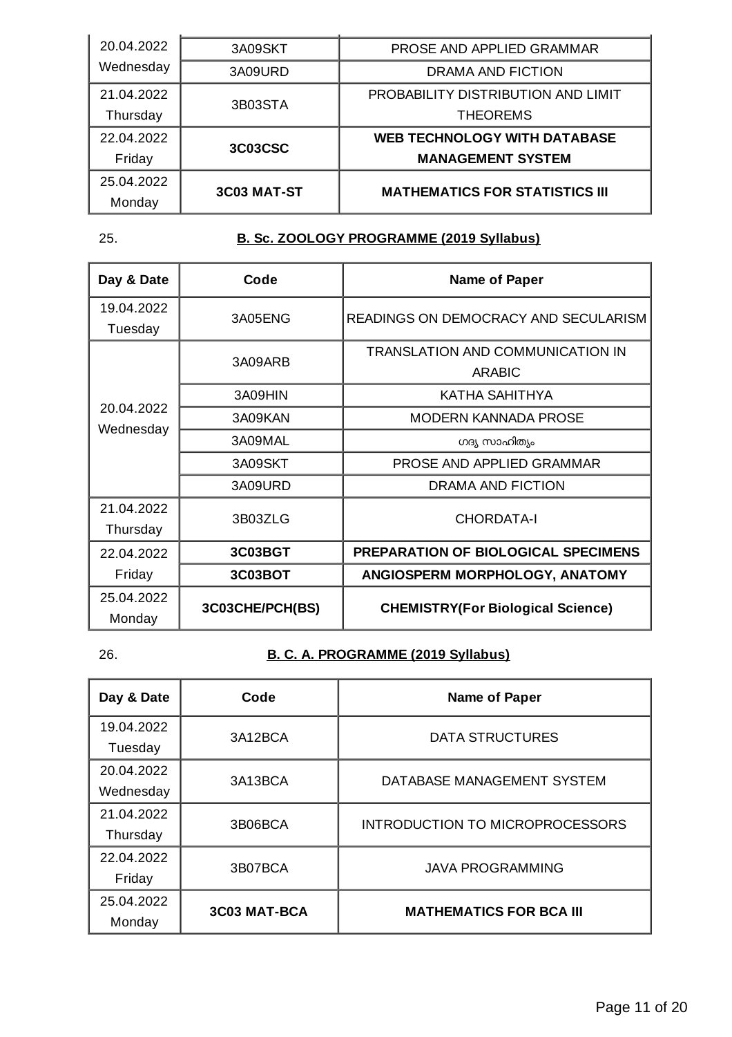| 20.04.2022 Wednesday | 3A09SKT | PROSE AND APPLIED GRAMMAR |
|---|---|---|
| | 3A09URD | DRAMA AND FICTION |
| 21.04.2022 Thursday | 3B03STA | PROBABILITY DISTRIBUTION AND LIMIT THEOREMS |
| 22.04.2022 Friday | **3C03CSC** | **WEB TECHNOLOGY WITH DATABASE MANAGEMENT SYSTEM** |
| 25.04.2022 Monday | **3C03 MAT-ST** | **MATHEMATICS FOR STATISTICS III** |

25. **B. Sc. ZOOLOGY PROGRAMME (2019 Syllabus)**

| Day & Date | Code | Name of Paper |
|---|---|---|
| 19.04.2022 Tuesday | 3A05ENG | READINGS ON DEMOCRACY AND SECULARISM |
| 20.04.2022 Wednesday | 3A09ARB | TRANSLATION AND COMMUNICATION IN ARABIC |
| | 3A09HIN | KATHA SAHITHYA |
| | 3A09KAN | MODERN KANNADA PROSE |
| | 3A09MAL | ഗദ്യ സാഹിത്യം |
| | 3A09SKT | PROSE AND APPLIED GRAMMAR |
| | 3A09URD | DRAMA AND FICTION |
| 21.04.2022 Thursday | 3B03ZLG | CHORDATA-I |
| 22.04.2022 Friday | **3C03BGT** | **PREPARATION OF BIOLOGICAL SPECIMENS** |
| | **3C03BOT** | **ANGIOSPERM MORPHOLOGY, ANATOMY** |
| 25.04.2022 Monday | **3C03CHE/PCH(BS)** | **CHEMISTRY(For Biological Science)** |

26. **B. C. A. PROGRAMME (2019 Syllabus)**

| Day & Date | Code | Name of Paper |
|---|---|---|
| 19.04.2022 Tuesday | 3A12BCA | DATA STRUCTURES |
| 20.04.2022 Wednesday | 3A13BCA | DATABASE MANAGEMENT SYSTEM |
| 21.04.2022 Thursday | 3B06BCA | INTRODUCTION TO MICROPROCESSORS |
| 22.04.2022 Friday | 3B07BCA | JAVA PROGRAMMING |
| 25.04.2022 Monday | **3C03 MAT-BCA** | **MATHEMATICS FOR BCA III** |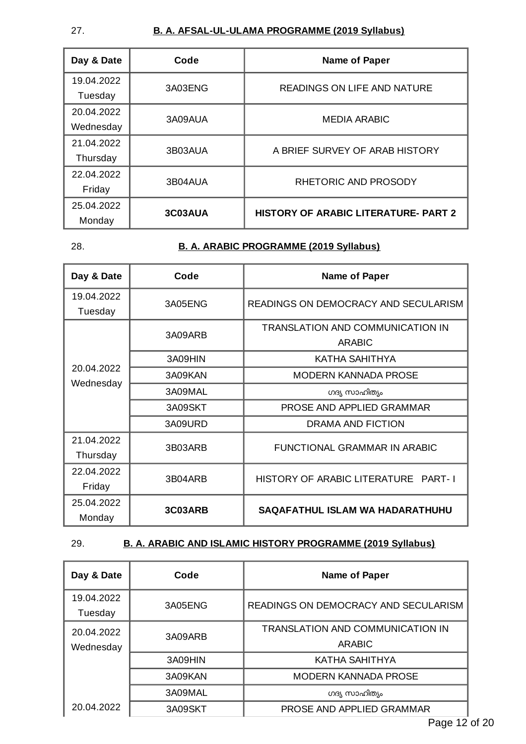27. **B. A. AFSAL-UL-ULAMA PROGRAMME (2019 Syllabus)**

| Day & Date | Code | Name of Paper |
|---|---|---|
| 19.04.2022 Tuesday | 3A03ENG | READINGS ON LIFE AND NATURE |
| 20.04.2022 Wednesday | 3A09AUA | MEDIA ARABIC |
| 21.04.2022 Thursday | 3B03AUA | A BRIEF SURVEY OF ARAB HISTORY |
| 22.04.2022 Friday | 3B04AUA | RHETORIC AND PROSODY |
| 25.04.2022 Monday | **3C03AUA** | **HISTORY OF ARABIC LITERATURE- PART 2** |

28. **B. A. ARABIC PROGRAMME (2019 Syllabus)**

| Day & Date | Code | Name of Paper |
|---|---|---|
| 19.04.2022 Tuesday | 3A05ENG | READINGS ON DEMOCRACY AND SECULARISM |
| 20.04.2022 Wednesday | 3A09ARB | TRANSLATION AND COMMUNICATION IN ARABIC |
| | 3A09HIN | KATHA SAHITHYA |
| | 3A09KAN | MODERN KANNADA PROSE |
| | 3A09MAL | ഗദ്യ സാഹിത്യം |
| | 3A09SKT | PROSE AND APPLIED GRAMMAR |
| | 3A09URD | DRAMA AND FICTION |
| 21.04.2022 Thursday | 3B03ARB | FUNCTIONAL GRAMMAR IN ARABIC |
| 22.04.2022 Friday | 3B04ARB | HISTORY OF ARABIC LITERATURE PART- I |
| 25.04.2022 Monday | **3C03ARB** | **SAQAFATHUL ISLAM WA HADARATHUHU** |

29. **B. A. ARABIC AND ISLAMIC HISTORY PROGRAMME (2019 Syllabus)**

| Day & Date | Code | Name of Paper |
|---|---|---|
| 19.04.2022 Tuesday | 3A05ENG | READINGS ON DEMOCRACY AND SECULARISM |
| 20.04.2022 Wednesday | 3A09ARB | TRANSLATION AND COMMUNICATION IN ARABIC |
| | 3A09HIN | KATHA SAHITHYA |
| | 3A09KAN | MODERN KANNADA PROSE |
| | 3A09MAL | ഗദ്യ സാഹിത്യം |
| 20.04.2022 | 3A09SKT | PROSE AND APPLIED GRAMMAR |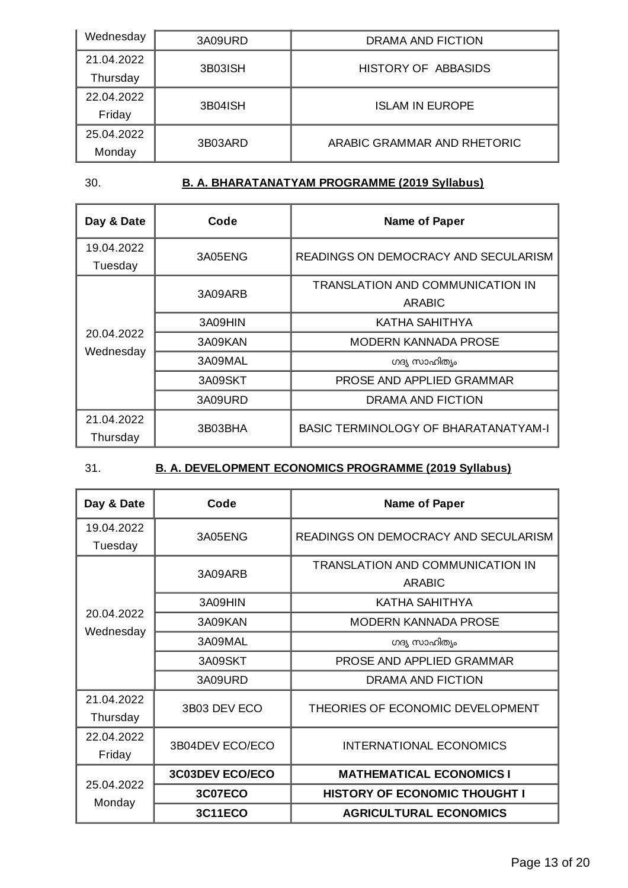| Wednesday | 3A09URD | DRAMA AND FICTION |
|---|---|---|
| 21.04.2022 Thursday | 3B03ISH | HISTORY OF ABBASIDS |
| 22.04.2022 Friday | 3B04ISH | ISLAM IN EUROPE |
| 25.04.2022 Monday | 3B03ARD | ARABIC GRAMMAR AND RHETORIC |

30. **B. A. BHARATANATYAM PROGRAMME (2019 Syllabus)**

| Day & Date | Code | Name of Paper |
|---|---|---|
| 19.04.2022 Tuesday | 3A05ENG | READINGS ON DEMOCRACY AND SECULARISM |
| 20.04.2022 Wednesday | 3A09ARB | TRANSLATION AND COMMUNICATION IN ARABIC |
| | 3A09HIN | KATHA SAHITHYA |
| | 3A09KAN | MODERN KANNADA PROSE |
| | 3A09MAL | ഗദ്യ സാഹിത്യം |
| | 3A09SKT | PROSE AND APPLIED GRAMMAR |
| | 3A09URD | DRAMA AND FICTION |
| 21.04.2022 Thursday | 3B03BHA | BASIC TERMINOLOGY OF BHARATANATYAM-I |

31. **B. A. DEVELOPMENT ECONOMICS PROGRAMME (2019 Syllabus)**

| Day & Date | Code | Name of Paper |
|---|---|---|
| 19.04.2022 Tuesday | 3A05ENG | READINGS ON DEMOCRACY AND SECULARISM |
| 20.04.2022 Wednesday | 3A09ARB | TRANSLATION AND COMMUNICATION IN ARABIC |
| | 3A09HIN | KATHA SAHITHYA |
| | 3A09KAN | MODERN KANNADA PROSE |
| | 3A09MAL | ഗദ്യ സാഹിത്യം |
| | 3A09SKT | PROSE AND APPLIED GRAMMAR |
| | 3A09URD | DRAMA AND FICTION |
| 21.04.2022 Thursday | 3B03 DEV ECO | THEORIES OF ECONOMIC DEVELOPMENT |
| 22.04.2022 Friday | 3B04DEV ECO/ECO | INTERNATIONAL ECONOMICS |
| 25.04.2022 Monday | **3C03DEV ECO/ECO** | **MATHEMATICAL ECONOMICS I** |
| | **3C07ECO** | **HISTORY OF ECONOMIC THOUGHT I** |
| | **3C11ECO** | **AGRICULTURAL ECONOMICS** |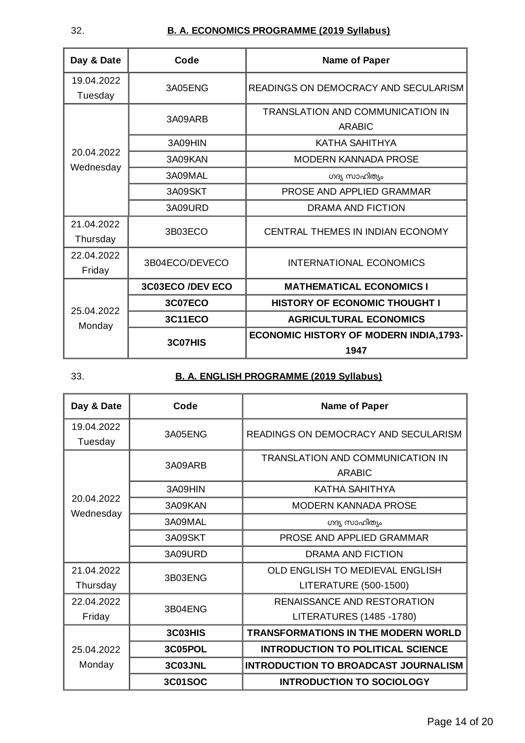32. **B. A. ECONOMICS PROGRAMME (2019 Syllabus)**

| Day & Date | Code | Name of Paper |
|---|---|---|
| 19.04.2022 Tuesday | 3A05ENG | READINGS ON DEMOCRACY AND SECULARISM |
| 20.04.2022 Wednesday | 3A09ARB | TRANSLATION AND COMMUNICATION IN ARABIC |
| | 3A09HIN | KATHA SAHITHYA |
| | 3A09KAN | MODERN KANNADA PROSE |
| | 3A09MAL | ഗദ്യ സാഹിത്യം |
| | 3A09SKT | PROSE AND APPLIED GRAMMAR |
| | 3A09URD | DRAMA AND FICTION |
| 21.04.2022 Thursday | 3B03ECO | CENTRAL THEMES IN INDIAN ECONOMY |
| 22.04.2022 Friday | 3B04ECO/DEVECO | INTERNATIONAL ECONOMICS |
| 25.04.2022 Monday | **3C03ECO /DEV ECO** | **MATHEMATICAL ECONOMICS I** |
| | **3C07ECO** | **HISTORY OF ECONOMIC THOUGHT I** |
| | **3C11ECO** | **AGRICULTURAL ECONOMICS** |
| | **3C07HIS** | **ECONOMIC HISTORY OF MODERN INDIA,1793-1947** |

33. **B. A. ENGLISH PROGRAMME (2019 Syllabus)**

| Day & Date | Code | Name of Paper |
|---|---|---|
| 19.04.2022 Tuesday | 3A05ENG | READINGS ON DEMOCRACY AND SECULARISM |
| 20.04.2022 Wednesday | 3A09ARB | TRANSLATION AND COMMUNICATION IN ARABIC |
| | 3A09HIN | KATHA SAHITHYA |
| | 3A09KAN | MODERN KANNADA PROSE |
| | 3A09MAL | ഗദ്യ സാഹിത്യം |
| | 3A09SKT | PROSE AND APPLIED GRAMMAR |
| | 3A09URD | DRAMA AND FICTION |
| 21.04.2022 Thursday | 3B03ENG | OLD ENGLISH TO MEDIEVAL ENGLISH LITERATURE (500-1500) |
| 22.04.2022 Friday | 3B04ENG | RENAISSANCE AND RESTORATION LITERATURES (1485 -1780) |
| 25.04.2022 Monday | **3C03HIS** | **TRANSFORMATIONS IN THE MODERN WORLD** |
| | **3C05POL** | **INTRODUCTION TO POLITICAL SCIENCE** |
| | **3C03JNL** | **INTRODUCTION TO BROADCAST JOURNALISM** |
| | **3C01SOC** | **INTRODUCTION TO SOCIOLOGY** |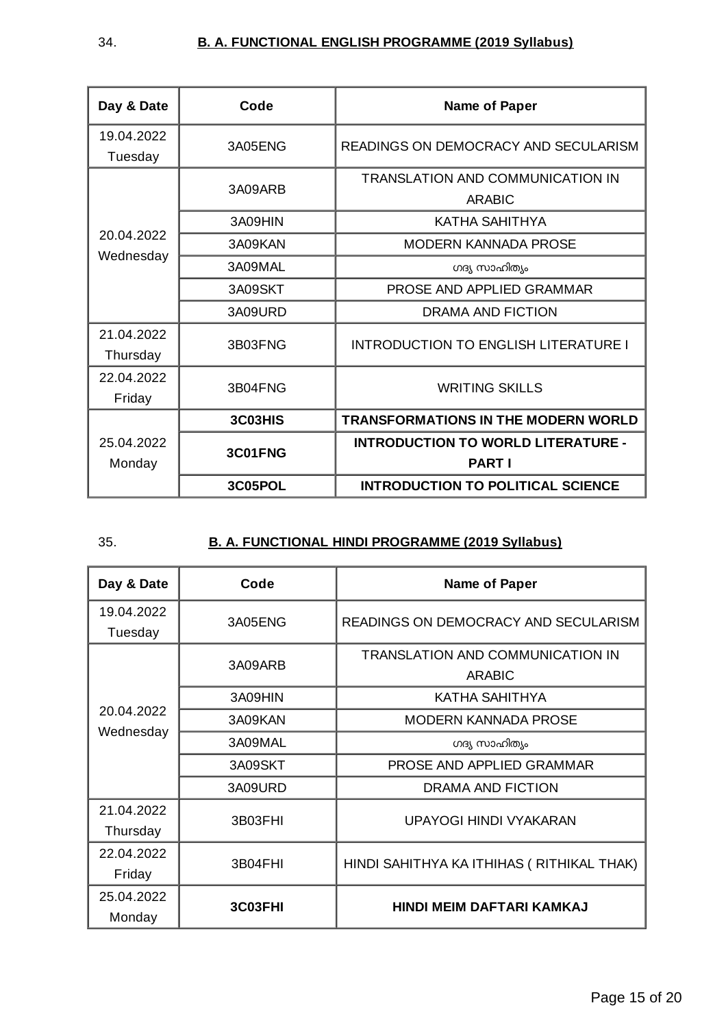34. **B. A. FUNCTIONAL ENGLISH PROGRAMME (2019 Syllabus)**

| Day & Date | Code | Name of Paper |
|---|---|---|
| 19.04.2022 Tuesday | 3A05ENG | READINGS ON DEMOCRACY AND SECULARISM |
| 20.04.2022 Wednesday | 3A09ARB | TRANSLATION AND COMMUNICATION IN ARABIC |
| | 3A09HIN | KATHA SAHITHYA |
| | 3A09KAN | MODERN KANNADA PROSE |
| | 3A09MAL | ഗദ്യ സാഹിത്യം |
| | 3A09SKT | PROSE AND APPLIED GRAMMAR |
| | 3A09URD | DRAMA AND FICTION |
| 21.04.2022 Thursday | 3B03FNG | INTRODUCTION TO ENGLISH LITERATURE I |
| 22.04.2022 Friday | 3B04FNG | WRITING SKILLS |
| 25.04.2022 Monday | **3C03HIS** | **TRANSFORMATIONS IN THE MODERN WORLD** |
| | **3C01FNG** | **INTRODUCTION TO WORLD LITERATURE - PART I** |
| | **3C05POL** | **INTRODUCTION TO POLITICAL SCIENCE** |

35. **B. A. FUNCTIONAL HINDI PROGRAMME (2019 Syllabus)**

| Day & Date | Code | Name of Paper |
|---|---|---|
| 19.04.2022 Tuesday | 3A05ENG | READINGS ON DEMOCRACY AND SECULARISM |
| 20.04.2022 Wednesday | 3A09ARB | TRANSLATION AND COMMUNICATION IN ARABIC |
| | 3A09HIN | KATHA SAHITHYA |
| | 3A09KAN | MODERN KANNADA PROSE |
| | 3A09MAL | ഗദ്യ സാഹിത്യം |
| | 3A09SKT | PROSE AND APPLIED GRAMMAR |
| | 3A09URD | DRAMA AND FICTION |
| 21.04.2022 Thursday | 3B03FHI | UPAYOGI HINDI VYAKARAN |
| 22.04.2022 Friday | 3B04FHI | HINDI SAHITHYA KA ITHIHAS ( RITHIKAL THAK) |
| 25.04.2022 Monday | **3C03FHI** | **HINDI MEIM DAFTARI KAMKAJ** |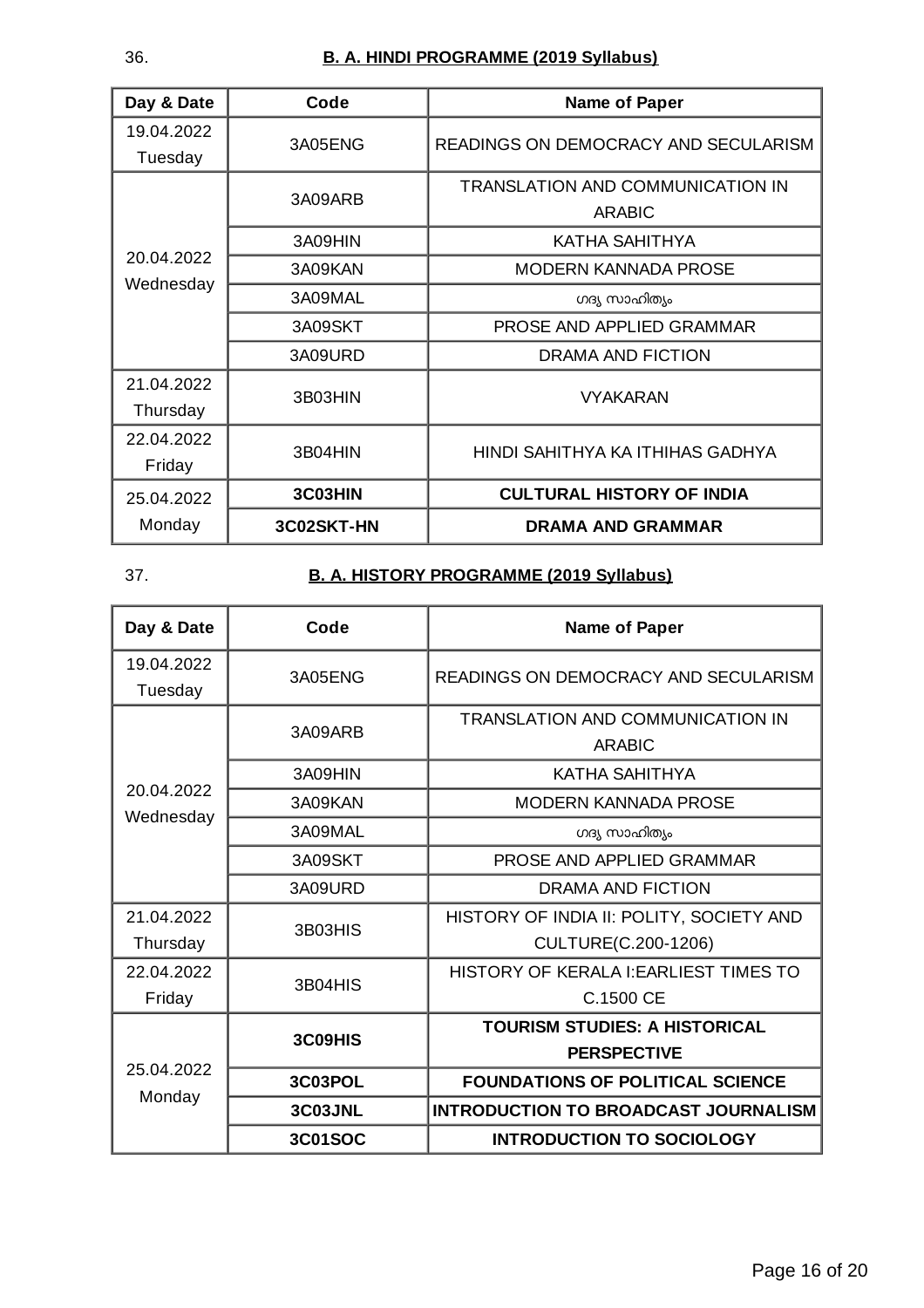36. **B. A. HINDI PROGRAMME (2019 Syllabus)**

| Day & Date | Code | Name of Paper |
|---|---|---|
| 19.04.2022 Tuesday | 3A05ENG | READINGS ON DEMOCRACY AND SECULARISM |
| 20.04.2022 Wednesday | 3A09ARB | TRANSLATION AND COMMUNICATION IN ARABIC |
| | 3A09HIN | KATHA SAHITHYA |
| | 3A09KAN | MODERN KANNADA PROSE |
| | 3A09MAL | ഗദ്യ സാഹിത്യം |
| | 3A09SKT | PROSE AND APPLIED GRAMMAR |
| | 3A09URD | DRAMA AND FICTION |
| 21.04.2022 Thursday | 3B03HIN | VYAKARAN |
| 22.04.2022 Friday | 3B04HIN | HINDI SAHITHYA KA ITHIHAS GADHYA |
| 25.04.2022 Monday | **3C03HIN** | **CULTURAL HISTORY OF INDIA** |
| | **3C02SKT-HN** | **DRAMA AND GRAMMAR** |

37. **B. A. HISTORY PROGRAMME (2019 Syllabus)**

| Day & Date | Code | Name of Paper |
|---|---|---|
| 19.04.2022 Tuesday | 3A05ENG | READINGS ON DEMOCRACY AND SECULARISM |
| 20.04.2022 Wednesday | 3A09ARB | TRANSLATION AND COMMUNICATION IN ARABIC |
| | 3A09HIN | KATHA SAHITHYA |
| | 3A09KAN | MODERN KANNADA PROSE |
| | 3A09MAL | ഗദ്യ സാഹിത്യം |
| | 3A09SKT | PROSE AND APPLIED GRAMMAR |
| | 3A09URD | DRAMA AND FICTION |
| 21.04.2022 Thursday | 3B03HIS | HISTORY OF INDIA II: POLITY, SOCIETY AND CULTURE(C.200-1206) |
| 22.04.2022 Friday | 3B04HIS | HISTORY OF KERALA I:EARLIEST TIMES TO C.1500 CE |
| 25.04.2022 Monday | **3C09HIS** | **TOURISM STUDIES: A HISTORICAL PERSPECTIVE** |
| | **3C03POL** | **FOUNDATIONS OF POLITICAL SCIENCE** |
| | **3C03JNL** | **INTRODUCTION TO BROADCAST JOURNALISM** |
| | **3C01SOC** | **INTRODUCTION TO SOCIOLOGY** |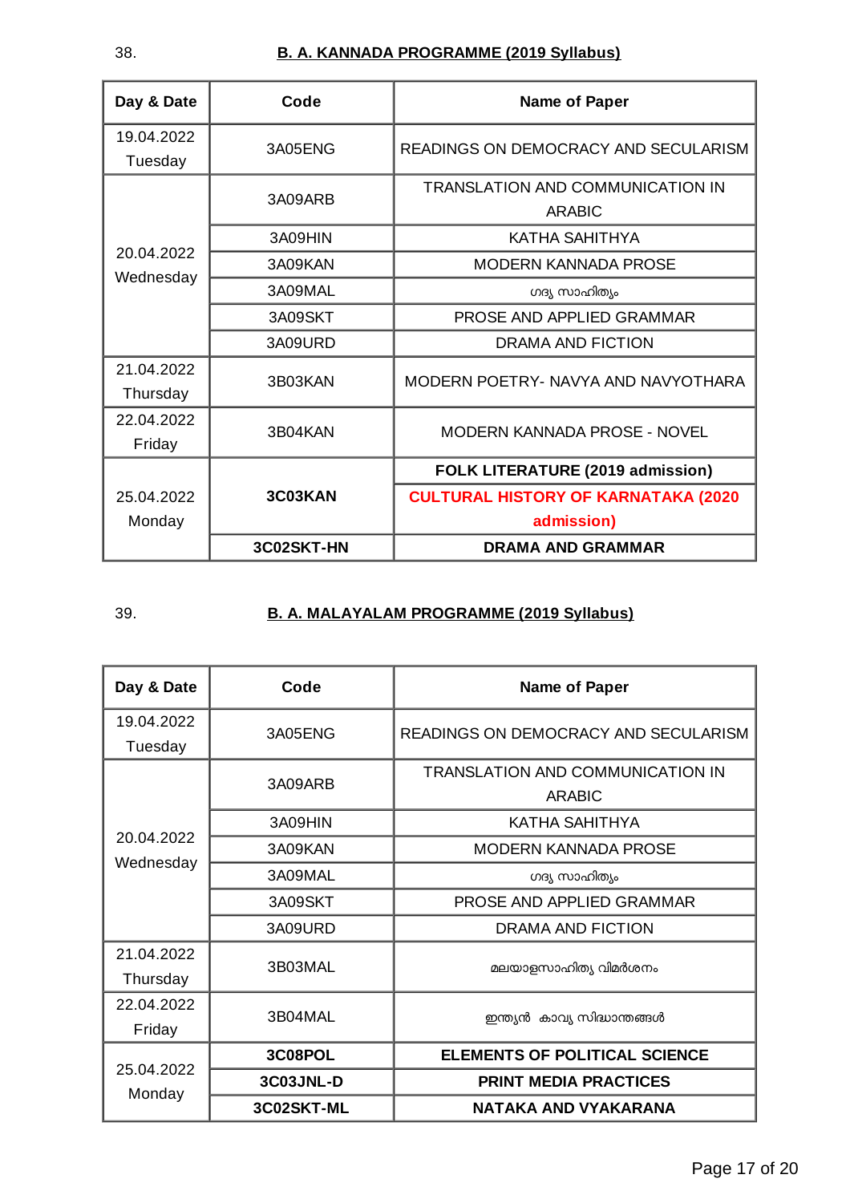38. **B. A. KANNADA PROGRAMME (2019 Syllabus)**

| Day & Date | Code | Name of Paper |
|---|---|---|
| 19.04.2022 Tuesday | 3A05ENG | READINGS ON DEMOCRACY AND SECULARISM |
| 20.04.2022 Wednesday | 3A09ARB | TRANSLATION AND COMMUNICATION IN ARABIC |
| | 3A09HIN | KATHA SAHITHYA |
| | 3A09KAN | MODERN KANNADA PROSE |
| | 3A09MAL | ഗദ്യ സാഹിത്യം |
| | 3A09SKT | PROSE AND APPLIED GRAMMAR |
| | 3A09URD | DRAMA AND FICTION |
| 21.04.2022 Thursday | 3B03KAN | MODERN POETRY- NAVYA AND NAVYOTHARA |
| 22.04.2022 Friday | 3B04KAN | MODERN KANNADA PROSE - NOVEL |
| 25.04.2022 Monday | **3C03KAN** | **FOLK LITERATURE (2019 admission)** |
| | | **CULTURAL HISTORY OF KARNATAKA (2020 admission)** |
| | **3C02SKT-HN** | **DRAMA AND GRAMMAR** |

39. **B. A. MALAYALAM PROGRAMME (2019 Syllabus)**

| Day & Date | Code | Name of Paper |
|---|---|---|
| 19.04.2022 Tuesday | 3A05ENG | READINGS ON DEMOCRACY AND SECULARISM |
| 20.04.2022 Wednesday | 3A09ARB | TRANSLATION AND COMMUNICATION IN ARABIC |
| | 3A09HIN | KATHA SAHITHYA |
| | 3A09KAN | MODERN KANNADA PROSE |
| | 3A09MAL | ഗദ്യ സാഹിത്യം |
| | 3A09SKT | PROSE AND APPLIED GRAMMAR |
| | 3A09URD | DRAMA AND FICTION |
| 21.04.2022 Thursday | 3B03MAL | മലയാളസാഹിത്യ വിമർശനം |
| 22.04.2022 Friday | 3B04MAL | ഇന്ത്യൻ കാവ്യ സിദ്ധാന്തങ്ങൾ |
| 25.04.2022 Monday | **3C08POL** | **ELEMENTS OF POLITICAL SCIENCE** |
| | **3C03JNL-D** | **PRINT MEDIA PRACTICES** |
| | **3C02SKT-ML** | **NATAKA AND VYAKARANA** |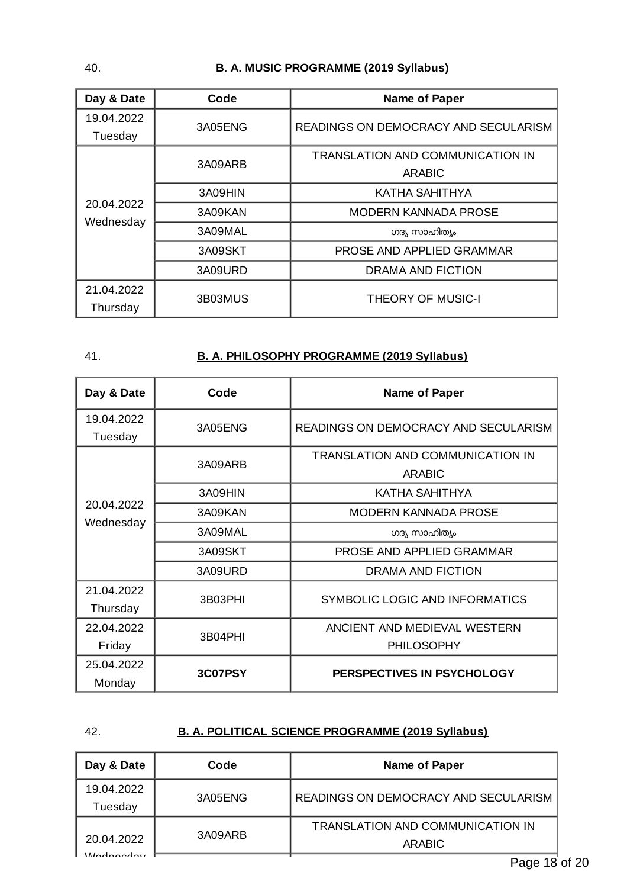40. **B. A. MUSIC PROGRAMME (2019 Syllabus)**

| Day & Date | Code | Name of Paper |
|---|---|---|
| 19.04.2022 Tuesday | 3A05ENG | READINGS ON DEMOCRACY AND SECULARISM |
| 20.04.2022 Wednesday | 3A09ARB | TRANSLATION AND COMMUNICATION IN ARABIC |
| | 3A09HIN | KATHA SAHITHYA |
| | 3A09KAN | MODERN KANNADA PROSE |
| | 3A09MAL | ഗദ്യ സാഹിത്യം |
| | 3A09SKT | PROSE AND APPLIED GRAMMAR |
| | 3A09URD | DRAMA AND FICTION |
| 21.04.2022 Thursday | 3B03MUS | THEORY OF MUSIC-I |

41. **B. A. PHILOSOPHY PROGRAMME (2019 Syllabus)**

| Day & Date | Code | Name of Paper |
|---|---|---|
| 19.04.2022 Tuesday | 3A05ENG | READINGS ON DEMOCRACY AND SECULARISM |
| 20.04.2022 Wednesday | 3A09ARB | TRANSLATION AND COMMUNICATION IN ARABIC |
| | 3A09HIN | KATHA SAHITHYA |
| | 3A09KAN | MODERN KANNADA PROSE |
| | 3A09MAL | ഗദ്യ സാഹിത്യം |
| | 3A09SKT | PROSE AND APPLIED GRAMMAR |
| | 3A09URD | DRAMA AND FICTION |
| 21.04.2022 Thursday | 3B03PHI | SYMBOLIC LOGIC AND INFORMATICS |
| 22.04.2022 Friday | 3B04PHI | ANCIENT AND MEDIEVAL WESTERN PHILOSOPHY |
| 25.04.2022 Monday | **3C07PSY** | **PERSPECTIVES IN PSYCHOLOGY** |

42. **B. A. POLITICAL SCIENCE PROGRAMME (2019 Syllabus)**

| Day & Date | Code | Name of Paper |
|---|---|---|
| 19.04.2022 Tuesday | 3A05ENG | READINGS ON DEMOCRACY AND SECULARISM |
| 20.04.2022 Wednesday | 3A09ARB | TRANSLATION AND COMMUNICATION IN ARABIC |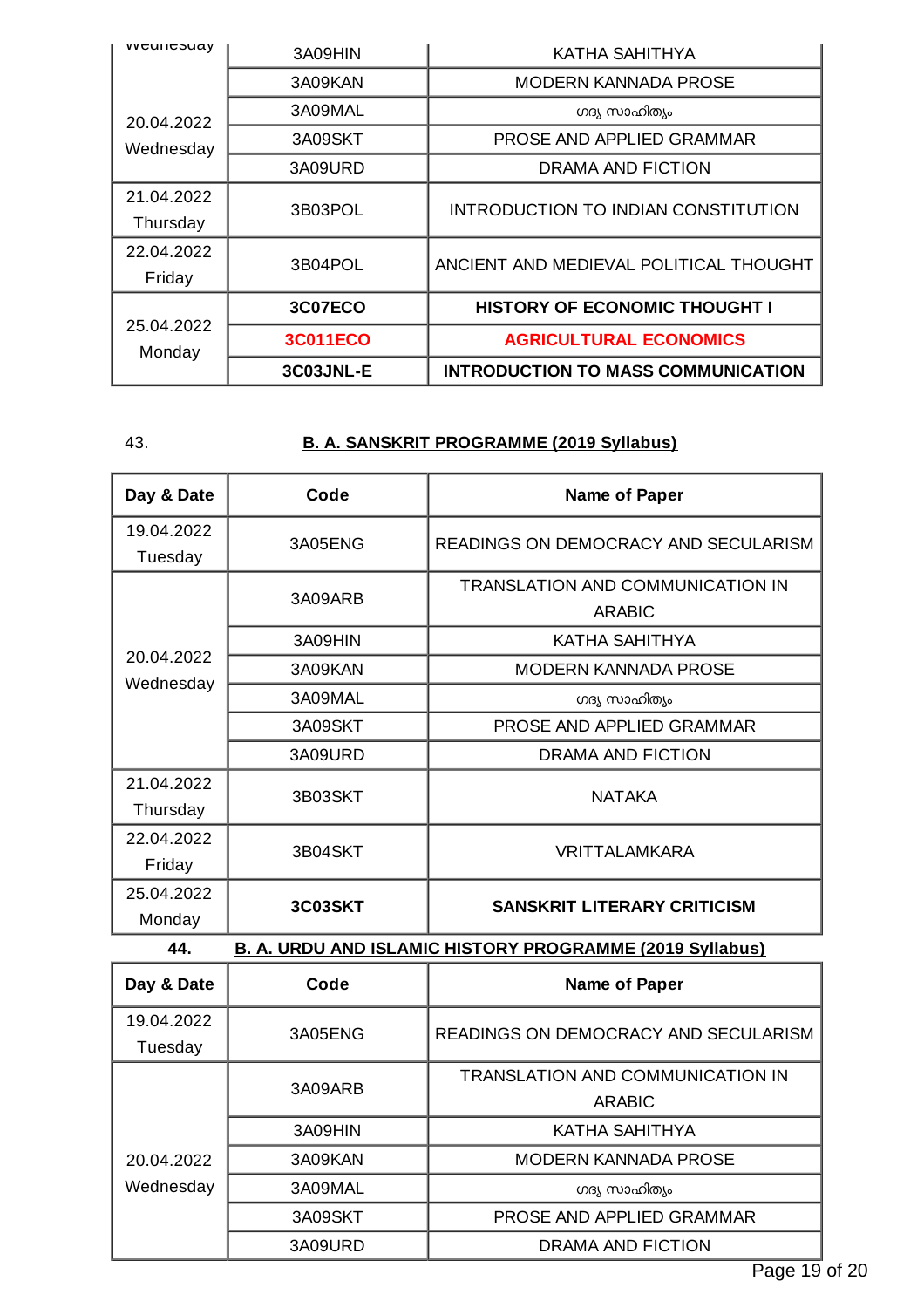| Day & Date | Code | Name of Paper |
|---|---|---|
| 20.04.2022 Wednesday | 3A09HIN | KATHA SAHITHYA |
| | 3A09KAN | MODERN KANNADA PROSE |
| | 3A09MAL | ഗദ്യ സാഹിത്യം |
| | 3A09SKT | PROSE AND APPLIED GRAMMAR |
| | 3A09URD | DRAMA AND FICTION |
| 21.04.2022 Thursday | 3B03POL | INTRODUCTION TO INDIAN CONSTITUTION |
| 22.04.2022 Friday | 3B04POL | ANCIENT AND MEDIEVAL POLITICAL THOUGHT |
| 25.04.2022 Monday | **3C07ECO** | **HISTORY OF ECONOMIC THOUGHT I** |
| | **3C011ECO** | **AGRICULTURAL ECONOMICS** |
| | **3C03JNL-E** | **INTRODUCTION TO MASS COMMUNICATION** |

43. **B. A. SANSKRIT PROGRAMME (2019 Syllabus)**

| Day & Date | Code | Name of Paper |
|---|---|---|
| 19.04.2022 Tuesday | 3A05ENG | READINGS ON DEMOCRACY AND SECULARISM |
| 20.04.2022 Wednesday | 3A09ARB | TRANSLATION AND COMMUNICATION IN ARABIC |
| | 3A09HIN | KATHA SAHITHYA |
| | 3A09KAN | MODERN KANNADA PROSE |
| | 3A09MAL | ഗദ്യ സാഹിത്യം |
| | 3A09SKT | PROSE AND APPLIED GRAMMAR |
| | 3A09URD | DRAMA AND FICTION |
| 21.04.2022 Thursday | 3B03SKT | NATAKA |
| 22.04.2022 Friday | 3B04SKT | VRITTALAMKARA |
| 25.04.2022 Monday | **3C03SKT** | **SANSKRIT LITERARY CRITICISM** |

**44.** **B. A. URDU AND ISLAMIC HISTORY PROGRAMME (2019 Syllabus)**

| Day & Date | Code | Name of Paper |
|---|---|---|
| 19.04.2022 Tuesday | 3A05ENG | READINGS ON DEMOCRACY AND SECULARISM |
| 20.04.2022 Wednesday | 3A09ARB | TRANSLATION AND COMMUNICATION IN ARABIC |
| | 3A09HIN | KATHA SAHITHYA |
| | 3A09KAN | MODERN KANNADA PROSE |
| | 3A09MAL | ഗദ്യ സാഹിത്യം |
| | 3A09SKT | PROSE AND APPLIED GRAMMAR |
| | 3A09URD | DRAMA AND FICTION |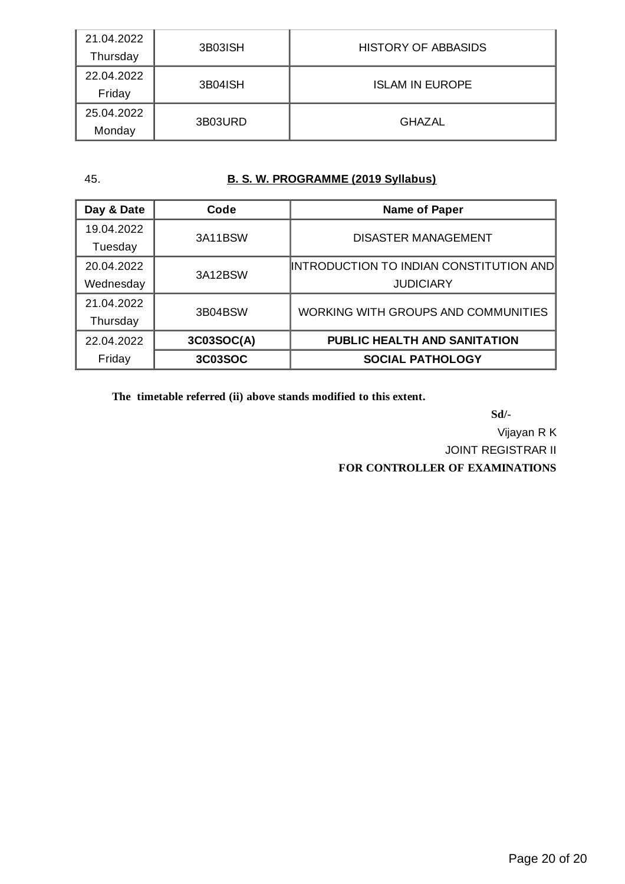| | | |
|---|---|---|
| 21.04.2022 Thursday | 3B03ISH | HISTORY OF ABBASIDS |
| 22.04.2022 Friday | 3B04ISH | ISLAM IN EUROPE |
| 25.04.2022 Monday | 3B03URD | GHAZAL |

45. **B. S. W. PROGRAMME (2019 Syllabus)**

| Day & Date | Code | Name of Paper |
|---|---|---|
| 19.04.2022 Tuesday | 3A11BSW | DISASTER MANAGEMENT |
| 20.04.2022 Wednesday | 3A12BSW | INTRODUCTION TO INDIAN CONSTITUTION AND JUDICIARY |
| 21.04.2022 Thursday | 3B04BSW | WORKING WITH GROUPS AND COMMUNITIES |
| 22.04.2022 Friday | **3C03SOC(A)** | **PUBLIC HEALTH AND SANITATION** |
| | **3C03SOC** | **SOCIAL PATHOLOGY** |

**The timetable referred (ii) above stands modified to this extent.**

**Sd/-**

Vijayan R K

JOINT REGISTRAR II

**FOR CONTROLLER OF EXAMINATIONS**